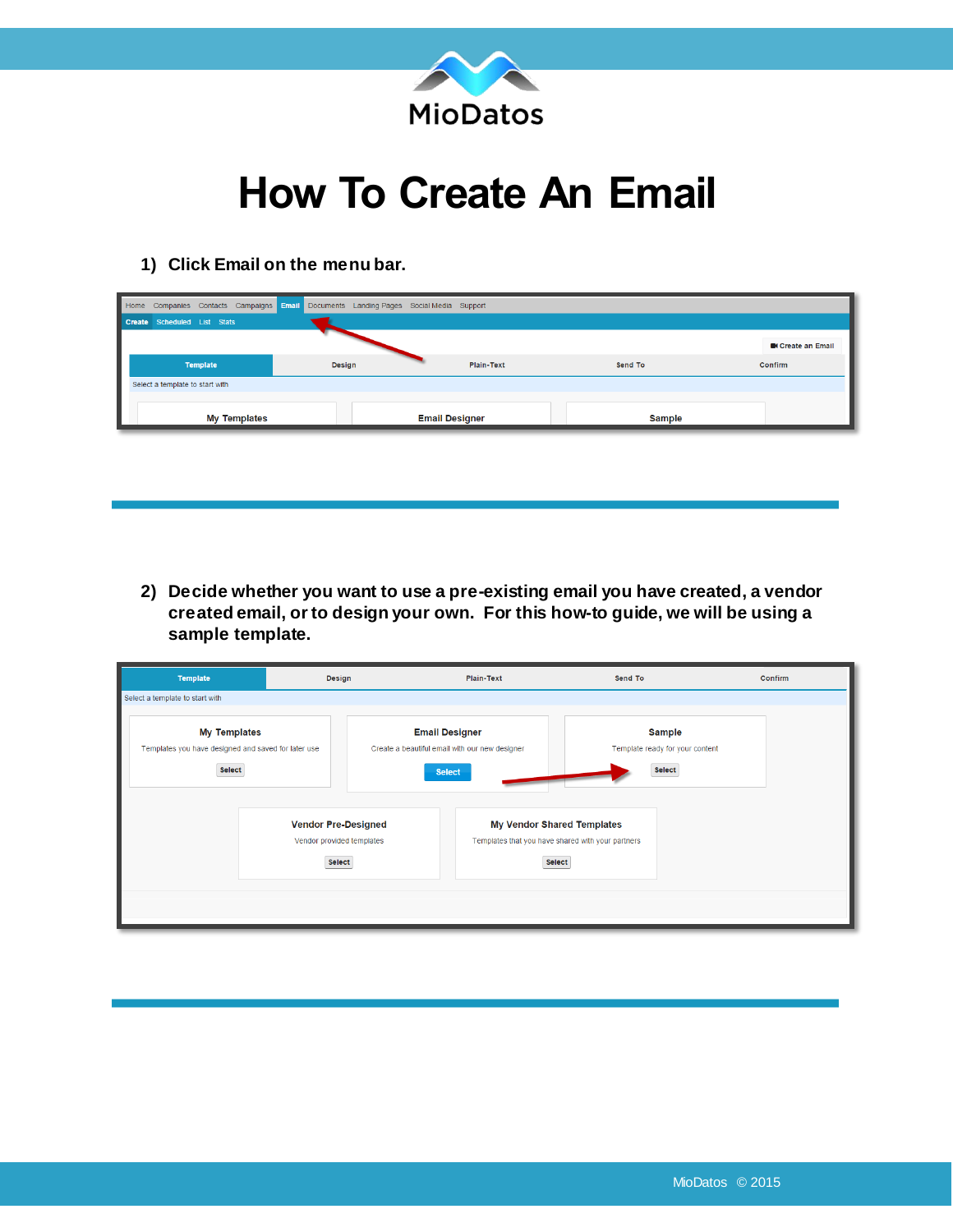MioDatos

# How To Create An Email

1) **Click Email on the menu bar.**

---

2) **Decide whether you want to use a pre-existing email you have created, a vendor created email, or to design your own. For this how-to guide, we will be using a sample template.**

---

MioDatos © 2015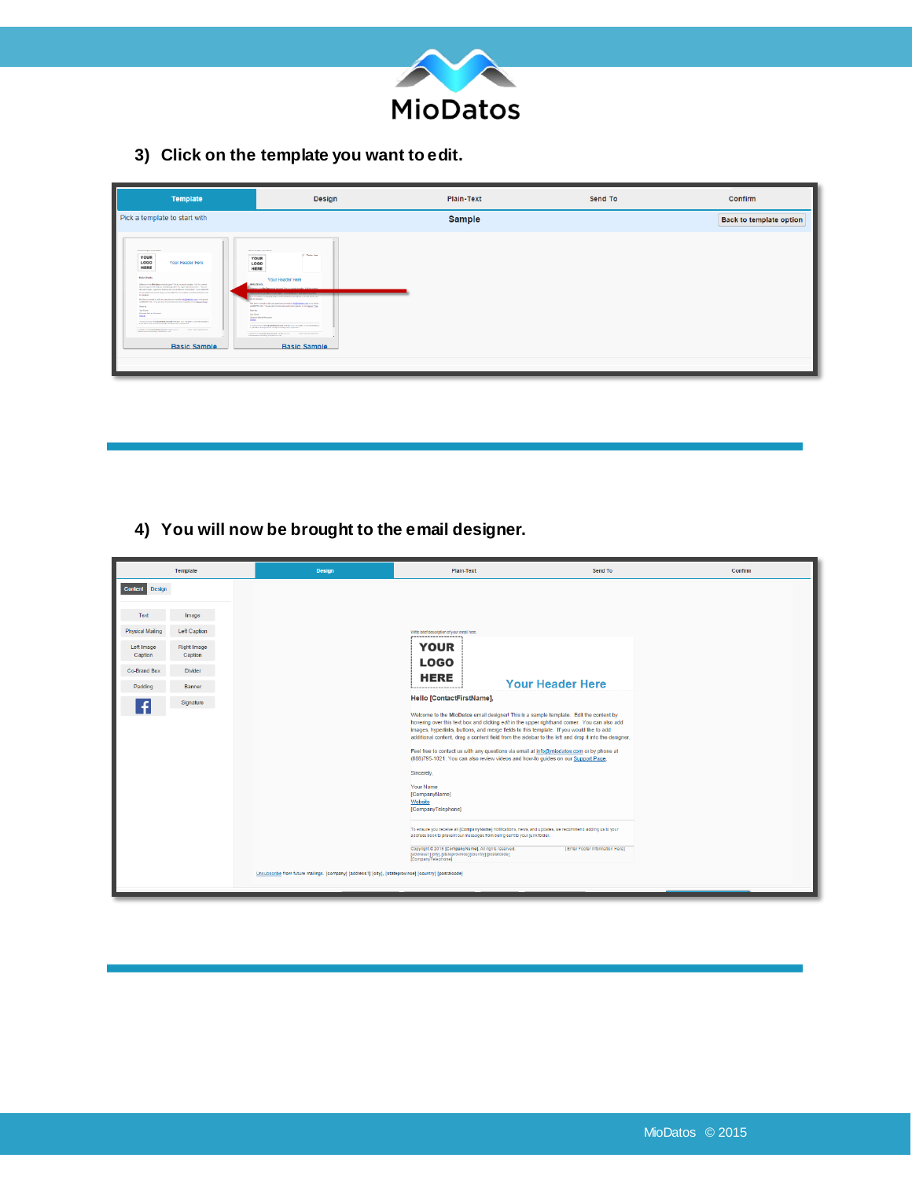3) Click on the template you want to edit.

4) You will now be brought to the email designer.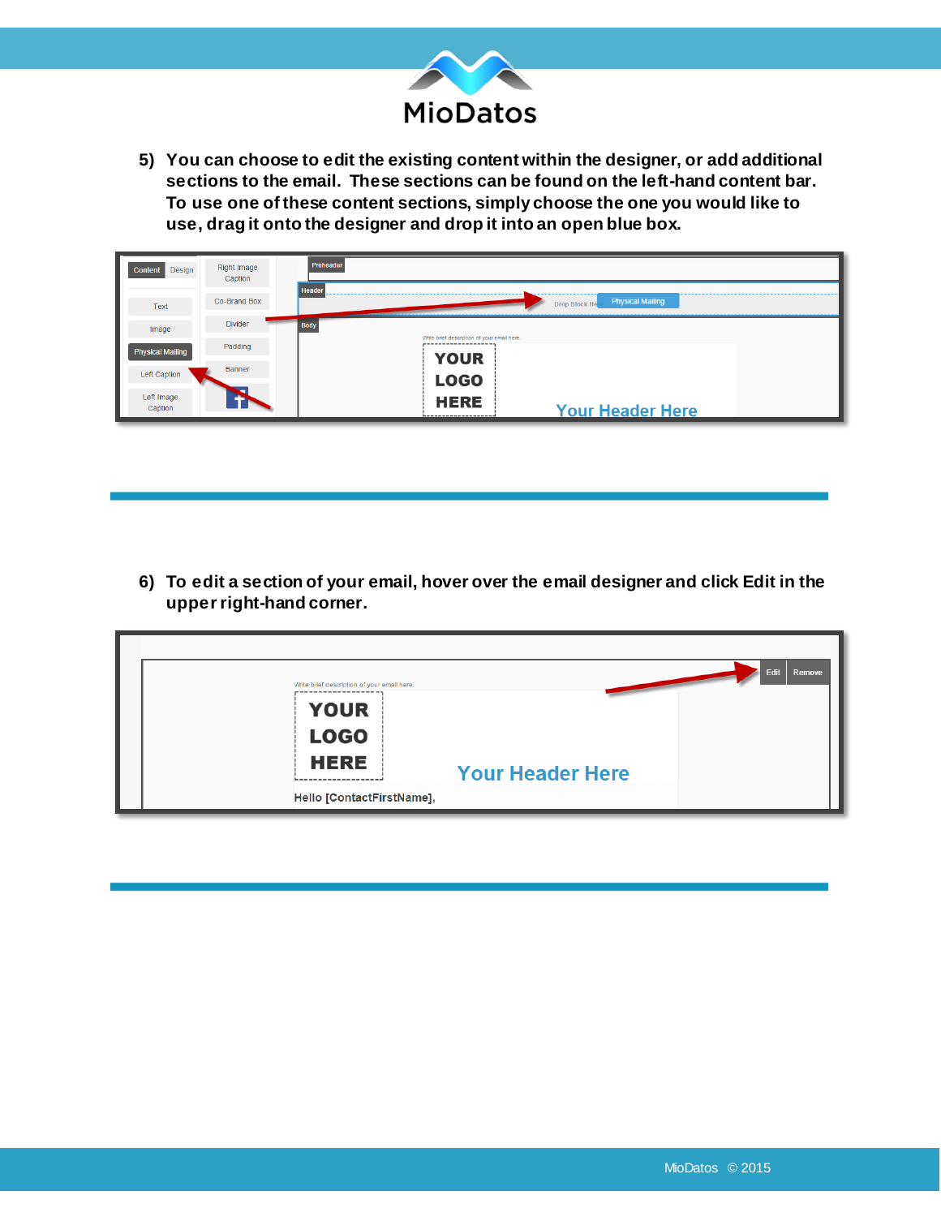5) You can choose to edit the existing content within the designer, or add additional sections to the email. These sections can be found on the left-hand content bar. To use one of these content sections, simply choose the one you would like to use, drag it onto the designer and drop it into an open blue box.

6) To edit a section of your email, hover over the email designer and click Edit in the upper right-hand corner.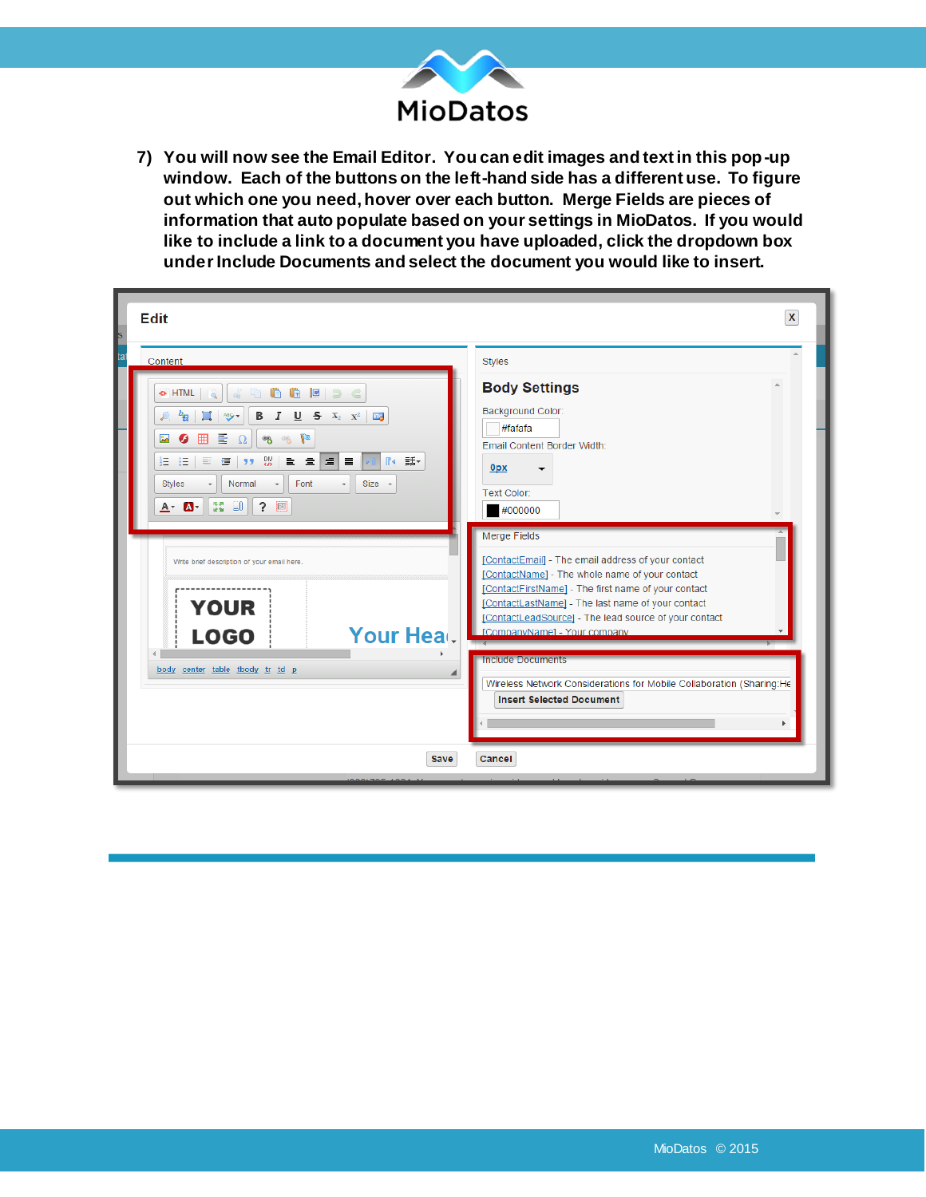7) **You will now see the Email Editor. You can edit images and text in this pop-up window. Each of the buttons on the left-hand side has a different use. To figure out which one you need, hover over each button. Merge Fields are pieces of information that auto populate based on your settings in MioDatos. If you would like to include a link to a document you have uploaded, click the dropdown box under Include Documents and select the document you would like to insert.**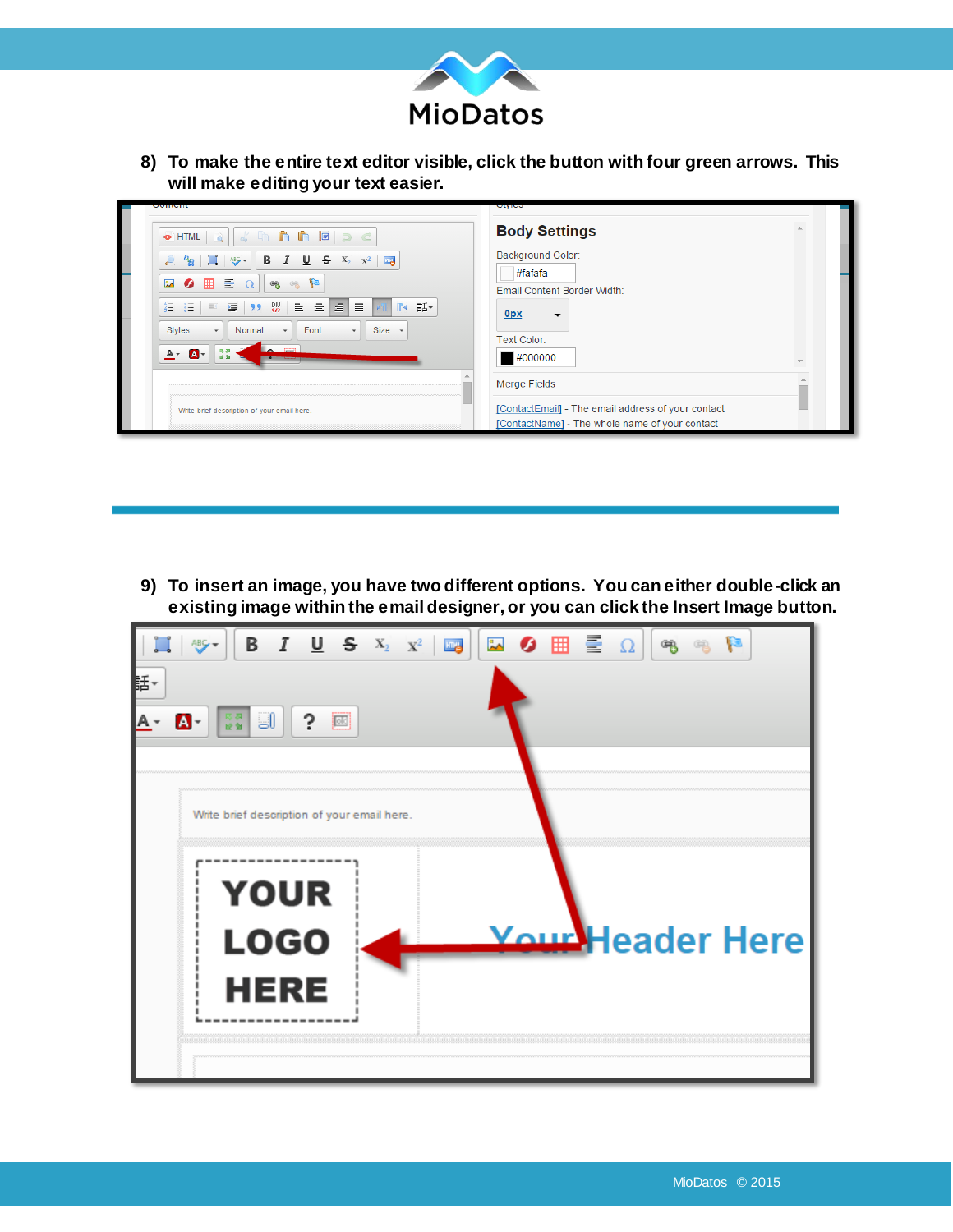8) **To make the entire text editor visible, click the button with four green arrows. This will make editing your text easier.**

9) **To insert an image, you have two different options. You can either double-click an existing image within the email designer, or you can click the Insert Image button.**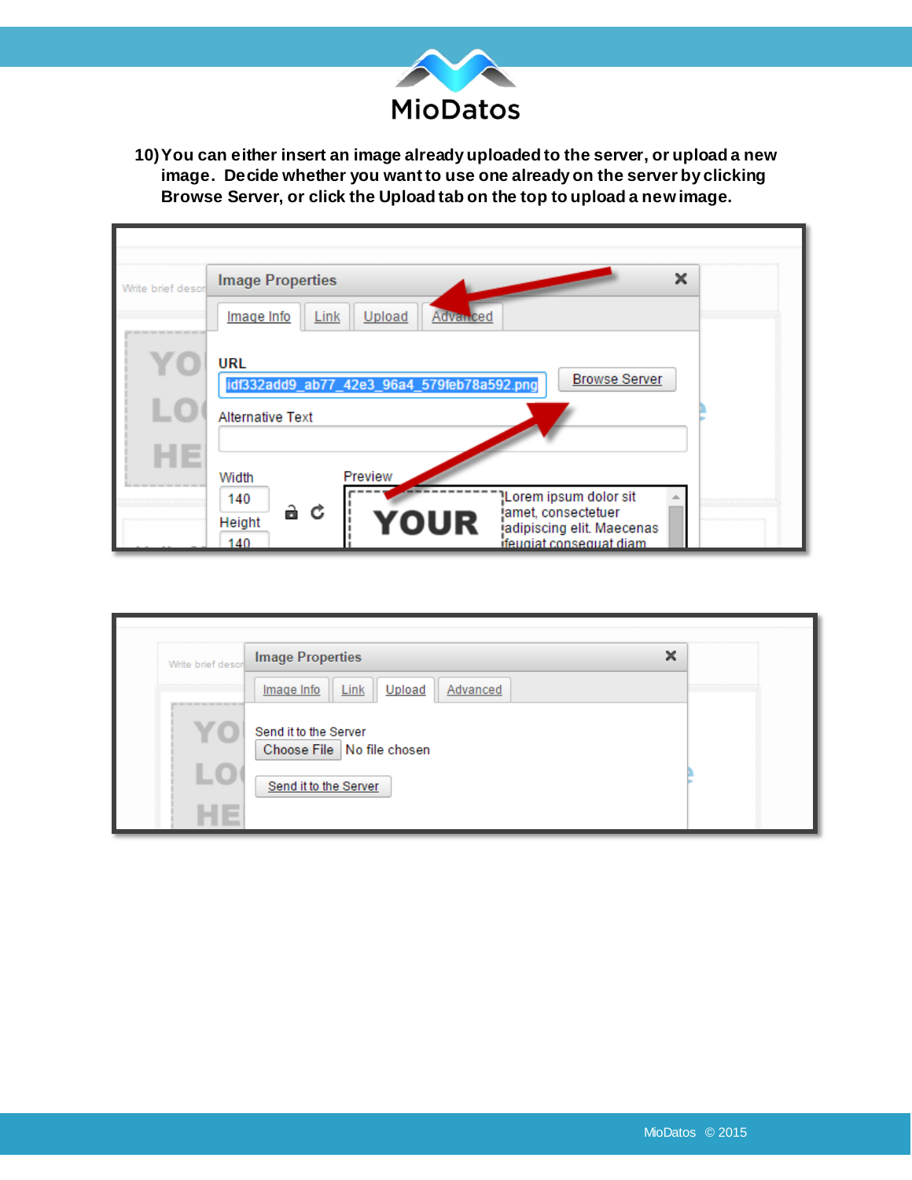10) You can either insert an image already uploaded to the server, or upload a new image. Decide whether you want to use one already on the server by clicking Browse Server, or click the Upload tab on the top to upload a new image.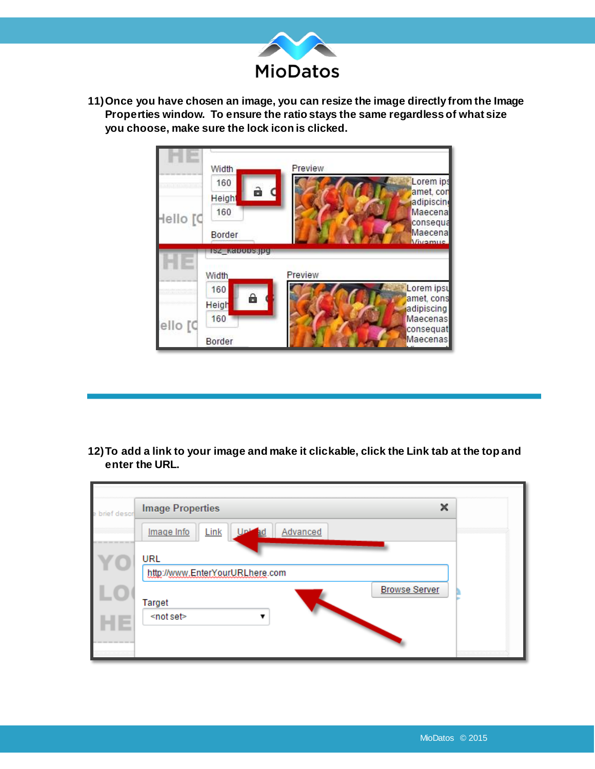11) Once you have chosen an image, you can resize the image directly from the Image Properties window. To ensure the ratio stays the same regardless of what size you choose, make sure the lock icon is clicked.

12) To add a link to your image and make it clickable, click the Link tab at the top and enter the URL.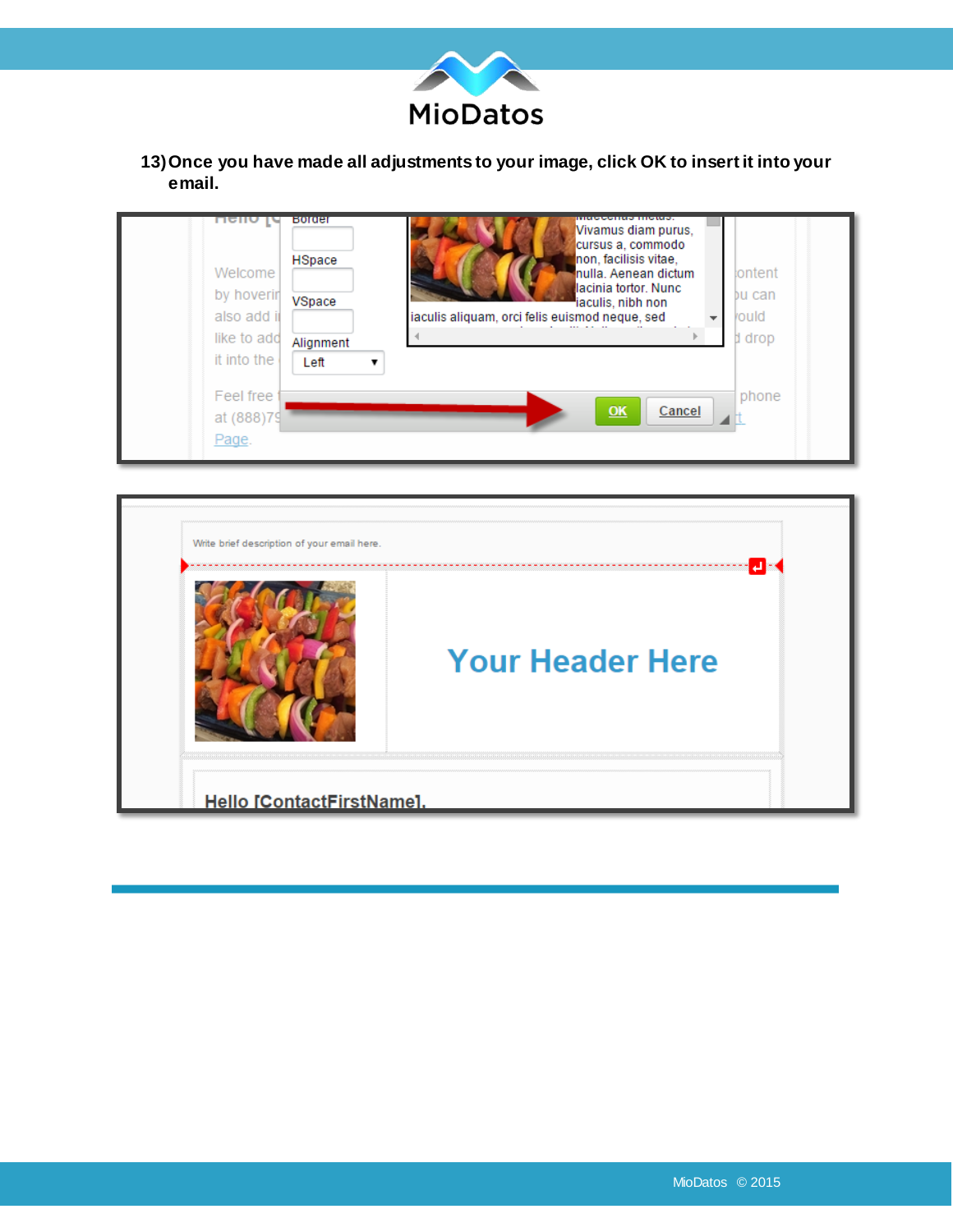13) Once you have made all adjustments to your image, click OK to insert it into your email.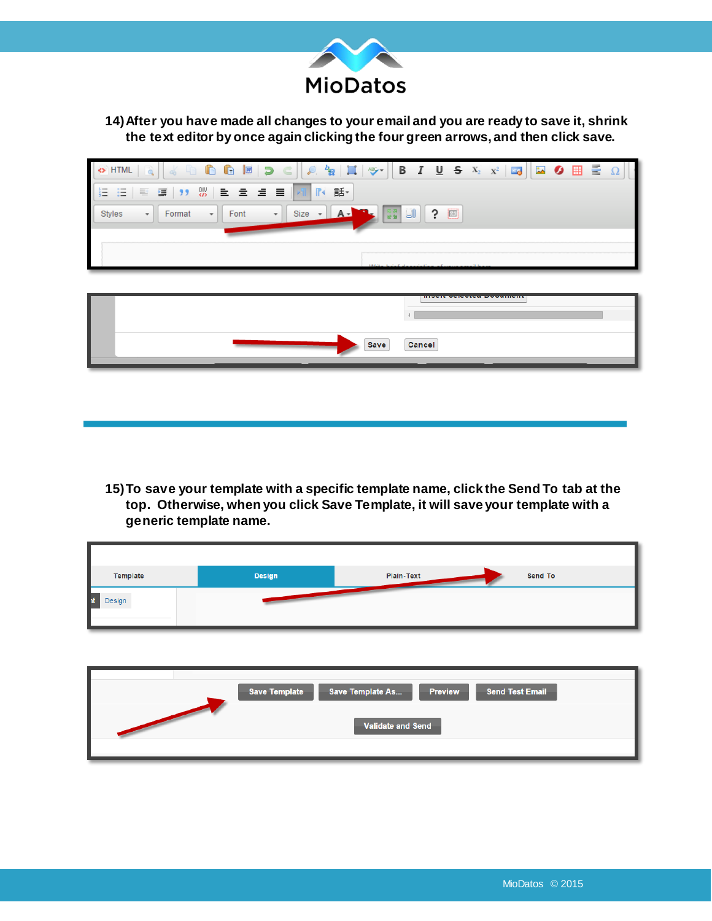14) After you have made all changes to your email and you are ready to save it, shrink the text editor by once again clicking the four green arrows, and then click save.

15) To save your template with a specific template name, click the Send To tab at the top. Otherwise, when you click Save Template, it will save your template with a generic template name.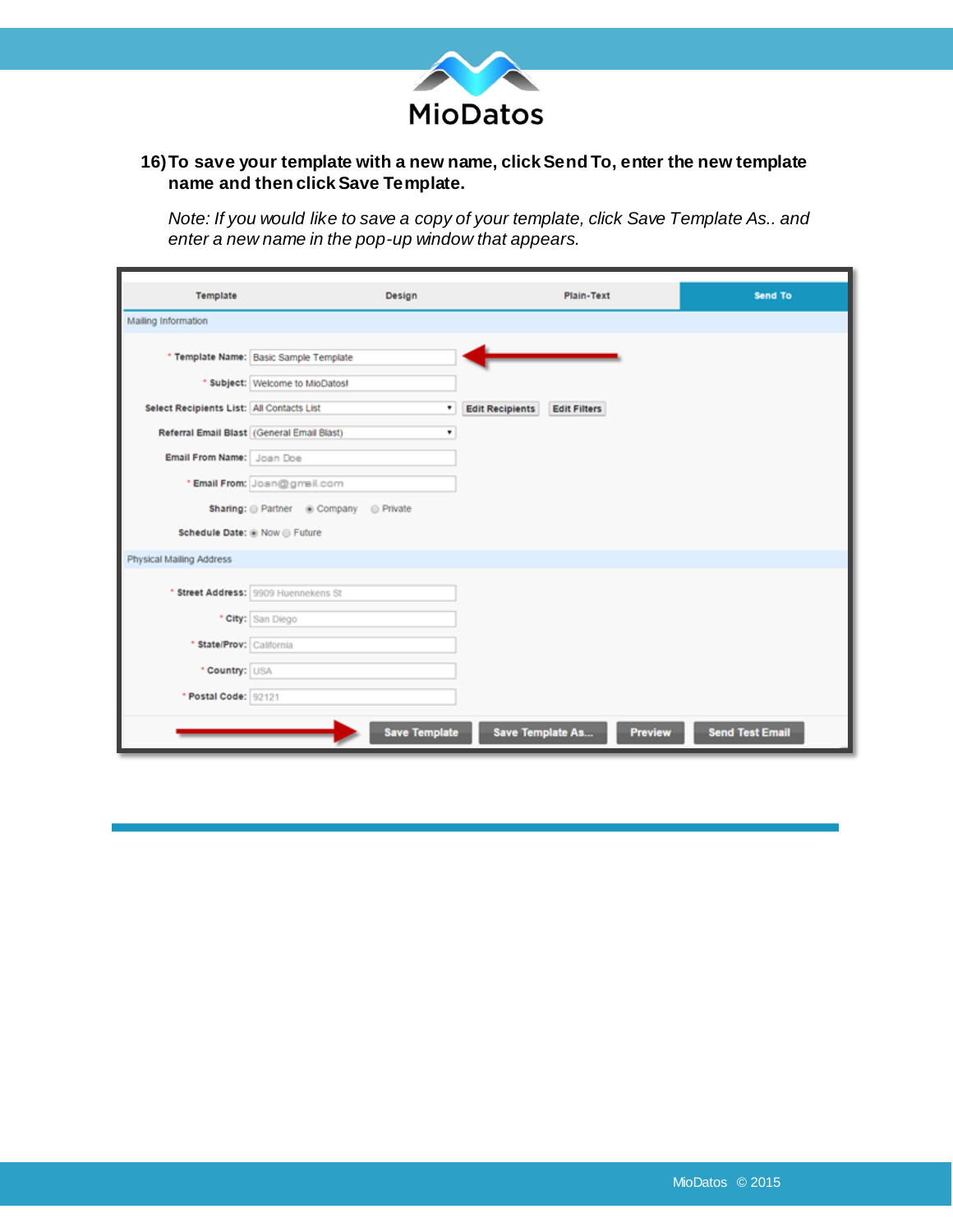16) **To save your template with a new name, click Send To, enter the new template name and then click Save Template.**

*Note: If you would like to save a copy of your template, click Save Template As.. and enter a new name in the pop-up window that appears.*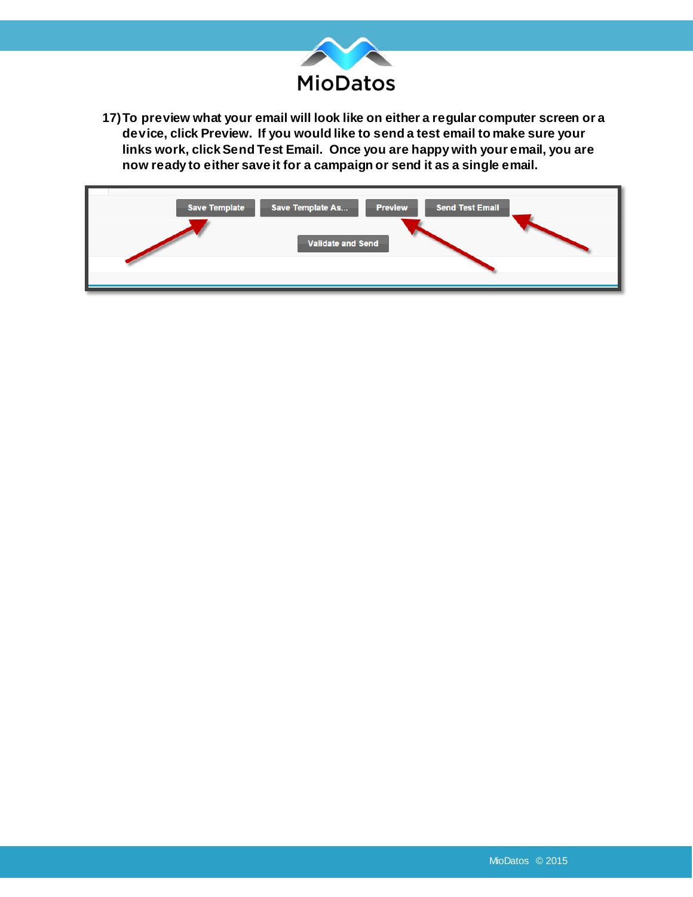17) To preview what your email will look like on either a regular computer screen or a device, click Preview. If you would like to send a test email to make sure your links work, click Send Test Email. Once you are happy with your email, you are now ready to either save it for a campaign or send it as a single email.

Save Template

Save Template As...

Preview

Send Test Email

Validate and Send